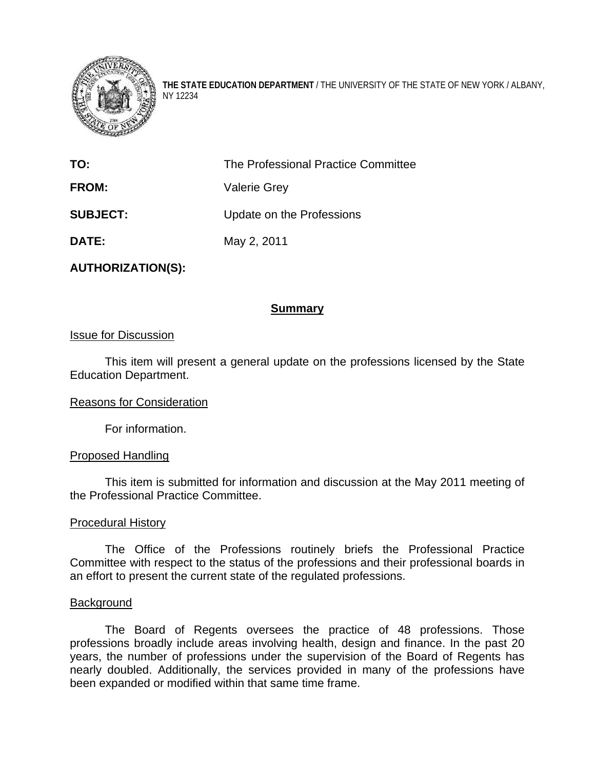**THE STATE EDUCATION DEPARTMENT** / THE UNIVERSITY OF THE STATE OF NEW YORK / ALBANY, NY 12234

| | |
|---|---|
| **TO:** | The Professional Practice Committee |
| **FROM:** | Valerie Grey |
| **SUBJECT:** | Update on the Professions |
| **DATE:** | May 2, 2011 |
| **AUTHORIZATION(S):** | |

## Summary

### Issue for Discussion

This item will present a general update on the professions licensed by the State Education Department.

### Reasons for Consideration

For information.

### Proposed Handling

This item is submitted for information and discussion at the May 2011 meeting of the Professional Practice Committee.

### Procedural History

The Office of the Professions routinely briefs the Professional Practice Committee with respect to the status of the professions and their professional boards in an effort to present the current state of the regulated professions.

### Background

The Board of Regents oversees the practice of 48 professions. Those professions broadly include areas involving health, design and finance. In the past 20 years, the number of professions under the supervision of the Board of Regents has nearly doubled. Additionally, the services provided in many of the professions have been expanded or modified within that same time frame.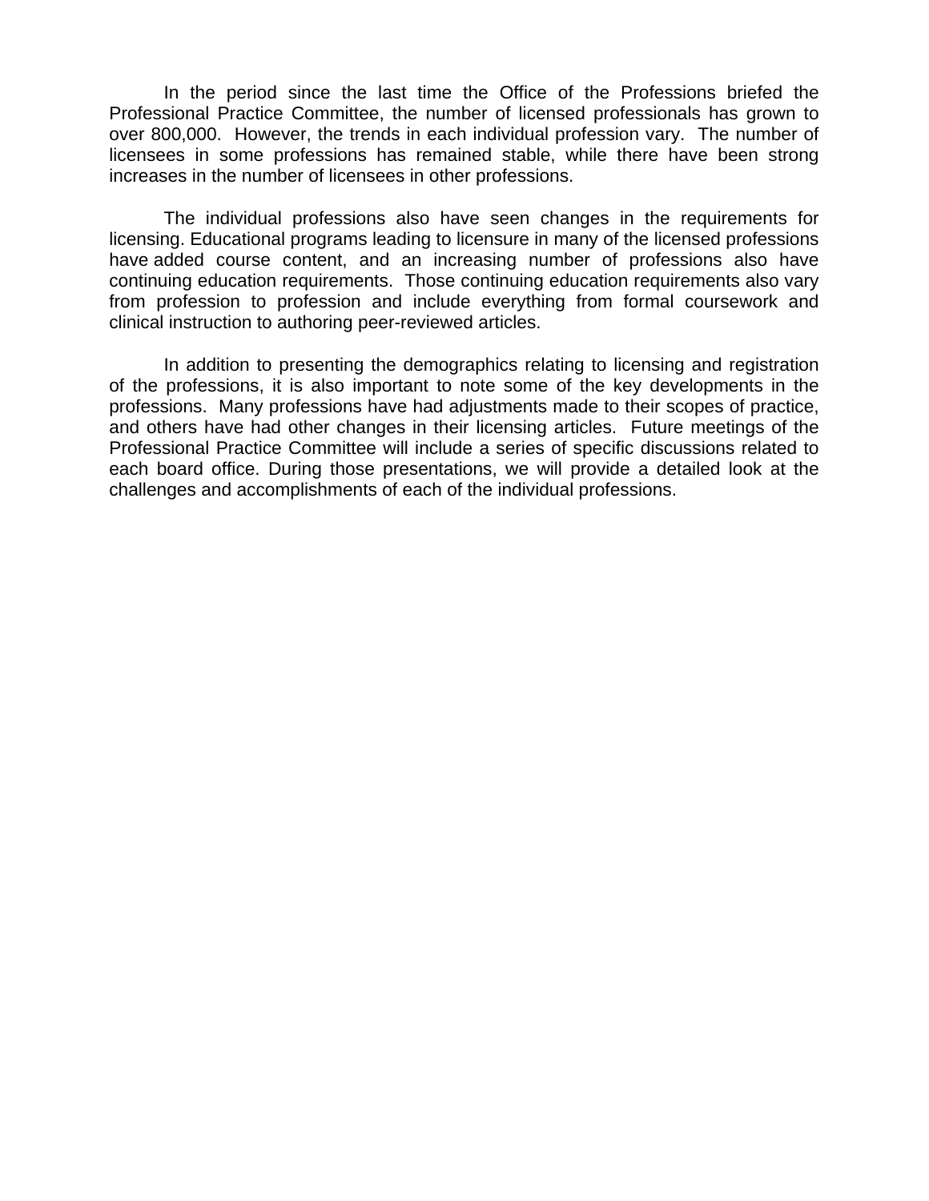In the period since the last time the Office of the Professions briefed the Professional Practice Committee, the number of licensed professionals has grown to over 800,000. However, the trends in each individual profession vary. The number of licensees in some professions has remained stable, while there have been strong increases in the number of licensees in other professions.

The individual professions also have seen changes in the requirements for licensing. Educational programs leading to licensure in many of the licensed professions have added course content, and an increasing number of professions also have continuing education requirements. Those continuing education requirements also vary from profession to profession and include everything from formal coursework and clinical instruction to authoring peer-reviewed articles.

In addition to presenting the demographics relating to licensing and registration of the professions, it is also important to note some of the key developments in the professions. Many professions have had adjustments made to their scopes of practice, and others have had other changes in their licensing articles. Future meetings of the Professional Practice Committee will include a series of specific discussions related to each board office. During those presentations, we will provide a detailed look at the challenges and accomplishments of each of the individual professions.